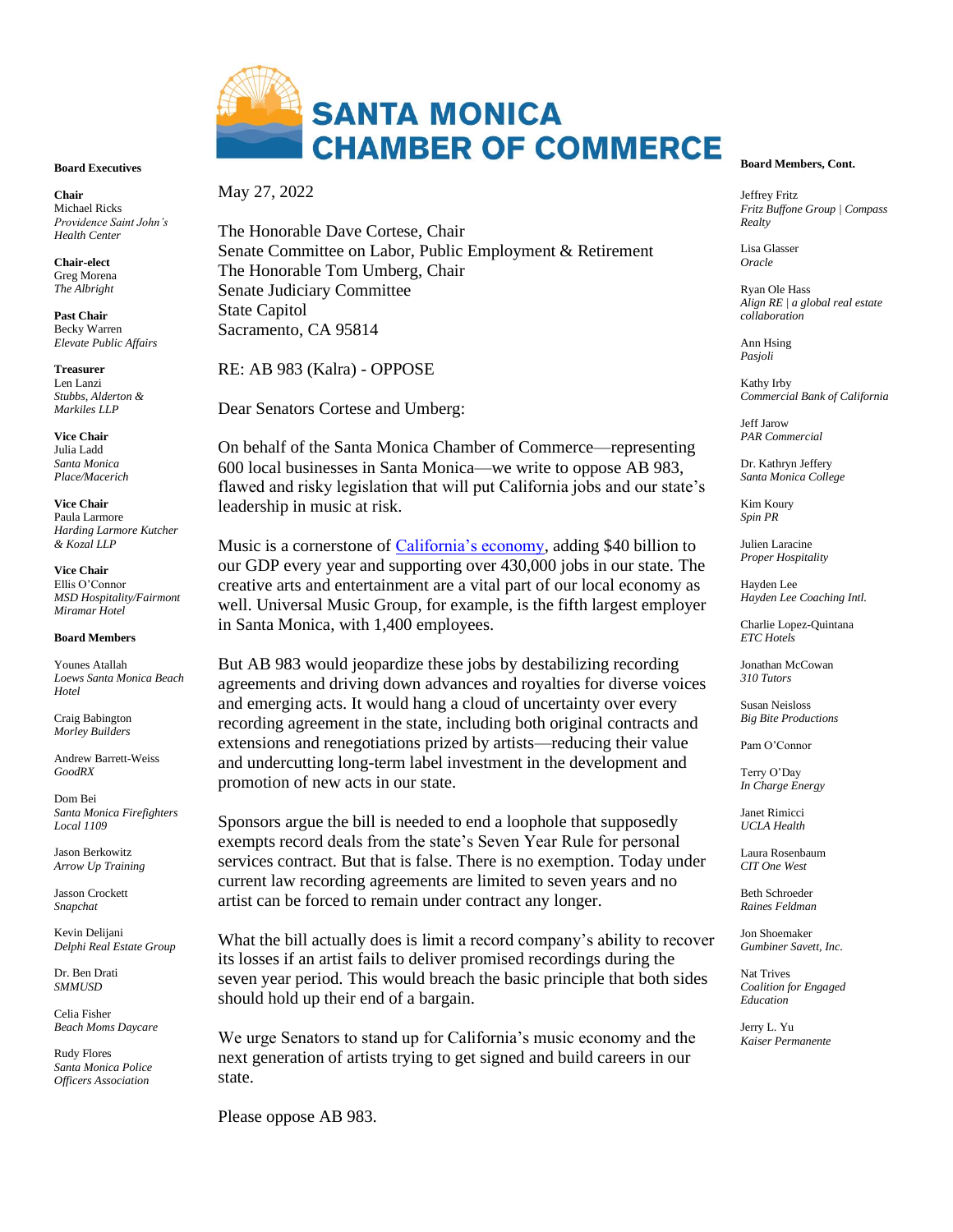# SANTA MONICA CHAMBER OF COMMERCE

May 27, 2022

The Honorable Dave Cortese, Chair
Senate Committee on Labor, Public Employment & Retirement
The Honorable Tom Umberg, Chair
Senate Judiciary Committee
State Capitol
Sacramento, CA 95814

RE: AB 983 (Kalra) - OPPOSE

Dear Senators Cortese and Umberg:

On behalf of the Santa Monica Chamber of Commerce—representing 600 local businesses in Santa Monica—we write to oppose AB 983, flawed and risky legislation that will put California jobs and our state's leadership in music at risk.

Music is a cornerstone of [California's economy](), adding $40 billion to our GDP every year and supporting over 430,000 jobs in our state. The creative arts and entertainment are a vital part of our local economy as well. Universal Music Group, for example, is the fifth largest employer in Santa Monica, with 1,400 employees.

But AB 983 would jeopardize these jobs by destabilizing recording agreements and driving down advances and royalties for diverse voices and emerging acts. It would hang a cloud of uncertainty over every recording agreement in the state, including both original contracts and extensions and renegotiations prized by artists—reducing their value and undercutting long-term label investment in the development and promotion of new acts in our state.

Sponsors argue the bill is needed to end a loophole that supposedly exempts record deals from the state's Seven Year Rule for personal services contract. But that is false. There is no exemption. Today under current law recording agreements are limited to seven years and no artist can be forced to remain under contract any longer.

What the bill actually does is limit a record company's ability to recover its losses if an artist fails to deliver promised recordings during the seven year period. This would breach the basic principle that both sides should hold up their end of a bargain.

We urge Senators to stand up for California's music economy and the next generation of artists trying to get signed and build careers in our state.

Please oppose AB 983.

**Board Executives**

**Chair**
Michael Ricks
*Providence Saint John's Health Center*

**Chair-elect**
Greg Morena
*The Albright*

**Past Chair**
Becky Warren
*Elevate Public Affairs*

**Treasurer**
Len Lanzi
*Stubbs, Alderton & Markiles LLP*

**Vice Chair**
Julia Ladd
*Santa Monica Place/Macerich*

**Vice Chair**
Paula Larmore
*Harding Larmore Kutcher & Kozal LLP*

**Vice Chair**
Ellis O'Connor
*MSD Hospitality/Fairmont Miramar Hotel*

**Board Members**

Younes Atallah
*Loews Santa Monica Beach Hotel*

Craig Babington
*Morley Builders*

Andrew Barrett-Weiss
*GoodRX*

Dom Bei
*Santa Monica Firefighters Local 1109*

Jason Berkowitz
*Arrow Up Training*

Jasson Crockett
*Snapchat*

Kevin Delijani
*Delphi Real Estate Group*

Dr. Ben Drati
*SMMUSD*

Celia Fisher
*Beach Moms Daycare*

Rudy Flores
*Santa Monica Police Officers Association*

**Board Members, Cont.**

Jeffrey Fritz
*Fritz Buffone Group | Compass Realty*

Lisa Glasser
*Oracle*

Ryan Ole Hass
*Align RE | a global real estate collaboration*

Ann Hsing
*Pasjoli*

Kathy Irby
*Commercial Bank of California*

Jeff Jarow
*PAR Commercial*

Dr. Kathryn Jeffery
*Santa Monica College*

Kim Koury
*Spin PR*

Julien Laracine
*Proper Hospitality*

Hayden Lee
*Hayden Lee Coaching Intl.*

Charlie Lopez-Quintana
*ETC Hotels*

Jonathan McCowan
*310 Tutors*

Susan Neisloss
*Big Bite Productions*

Pam O'Connor

Terry O'Day
*In Charge Energy*

Janet Rimicci
*UCLA Health*

Laura Rosenbaum
*CIT One West*

Beth Schroeder
*Raines Feldman*

Jon Shoemaker
*Gumbiner Savett, Inc.*

Nat Trives
*Coalition for Engaged Education*

Jerry L. Yu
*Kaiser Permanente*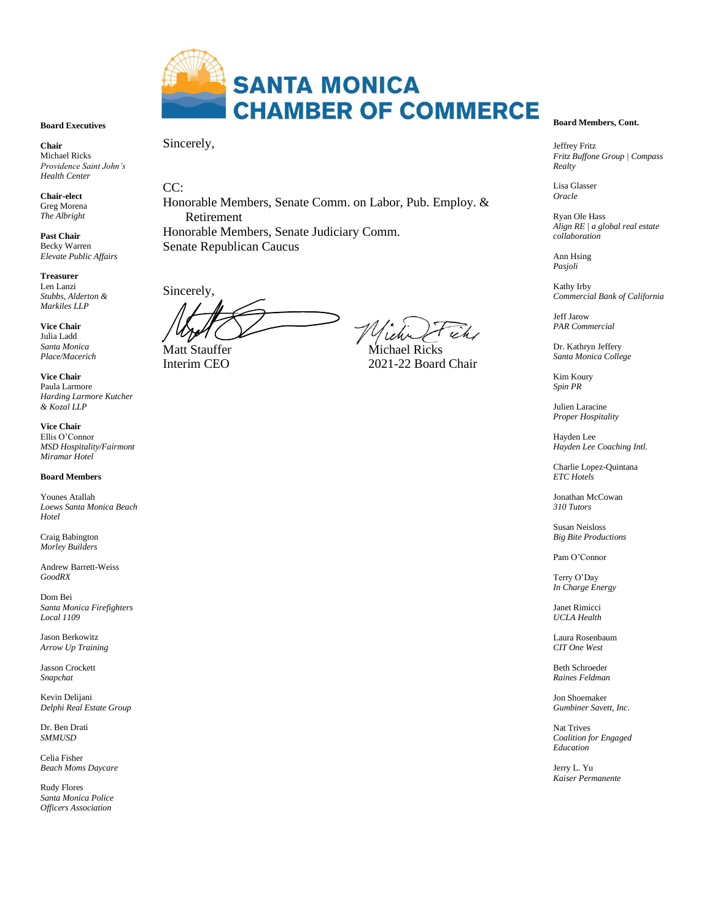# SANTA MONICA CHAMBER OF COMMERCE

**Board Executives**

**Chair**
Michael Ricks
*Providence Saint John's Health Center*

**Chair-elect**
Greg Morena
*The Albright*

**Past Chair**
Becky Warren
*Elevate Public Affairs*

**Treasurer**
Len Lanzi
*Stubbs, Alderton & Markiles LLP*

**Vice Chair**
Julia Ladd
*Santa Monica Place/Macerich*

**Vice Chair**
Paula Larmore
*Harding Larmore Kutcher & Kozal LLP*

**Vice Chair**
Ellis O'Connor
*MSD Hospitality/Fairmont Miramar Hotel*

**Board Members**

Younes Atallah
*Loews Santa Monica Beach Hotel*

Craig Babington
*Morley Builders*

Andrew Barrett-Weiss
*GoodRX*

Dom Bei
*Santa Monica Firefighters Local 1109*

Jason Berkowitz
*Arrow Up Training*

Jasson Crockett
*Snapchat*

Kevin Delijani
*Delphi Real Estate Group*

Dr. Ben Drati
*SMMUSD*

Celia Fisher
*Beach Moms Daycare*

Rudy Flores
*Santa Monica Police Officers Association*

Sincerely,

CC:
Honorable Members, Senate Comm. on Labor, Pub. Employ. & Retirement
Honorable Members, Senate Judiciary Comm.
Senate Republican Caucus

Sincerely,

Matt Stauffer
Interim CEO

Michael Ricks
2021-22 Board Chair

**Board Members, Cont.**

Jeffrey Fritz
*Fritz Buffone Group | Compass Realty*

Lisa Glasser
*Oracle*

Ryan Ole Hass
*Align RE | a global real estate collaboration*

Ann Hsing
*Pasjoli*

Kathy Irby
*Commercial Bank of California*

Jeff Jarow
*PAR Commercial*

Dr. Kathryn Jeffery
*Santa Monica College*

Kim Koury
*Spin PR*

Julien Laracine
*Proper Hospitality*

Hayden Lee
*Hayden Lee Coaching Intl.*

Charlie Lopez-Quintana
*ETC Hotels*

Jonathan McCowan
*310 Tutors*

Susan Neisloss
*Big Bite Productions*

Pam O'Connor

Terry O'Day
*In Charge Energy*

Janet Rimicci
*UCLA Health*

Laura Rosenbaum
*CIT One West*

Beth Schroeder
*Raines Feldman*

Jon Shoemaker
*Gumbiner Savett, Inc.*

Nat Trives
*Coalition for Engaged Education*

Jerry L. Yu
*Kaiser Permanente*